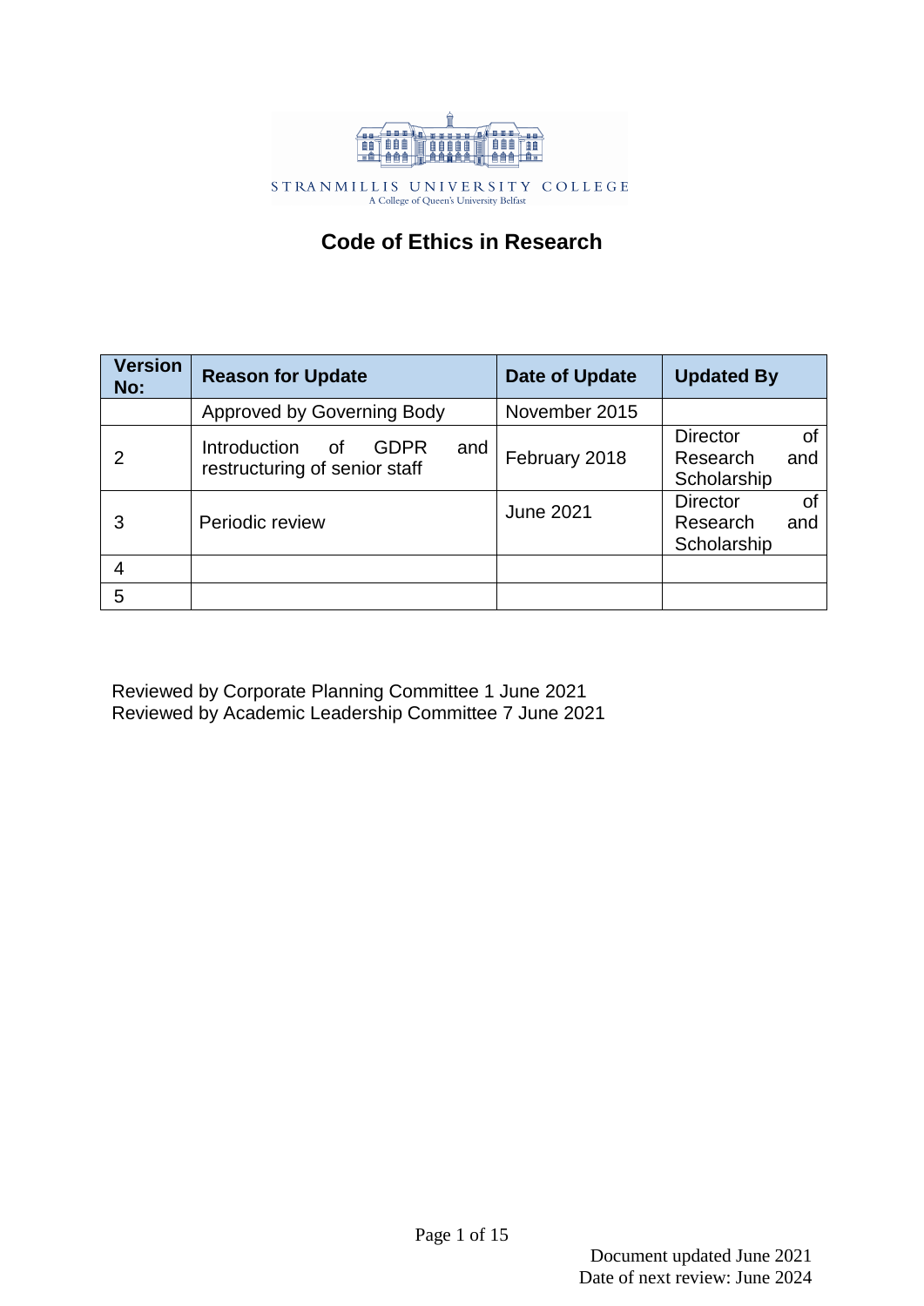STRANMILLIS UNIVERSITY COLLEGE
A College of Queen's University Belfast

# Code of Ethics in Research

| Version No: | Reason for Update | Date of Update | Updated By |
|---|---|---|---|
| | Approved by Governing Body | November 2015 | |
| 2 | Introduction of GDPR and restructuring of senior staff | February 2018 | Director of Research and Scholarship |
| 3 | Periodic review | June 2021 | Director of Research and Scholarship |
| 4 | | | |
| 5 | | | |

Reviewed by Corporate Planning Committee 1 June 2021
Reviewed by Academic Leadership Committee 7 June 2021

Document updated June 2021
Date of next review: June 2024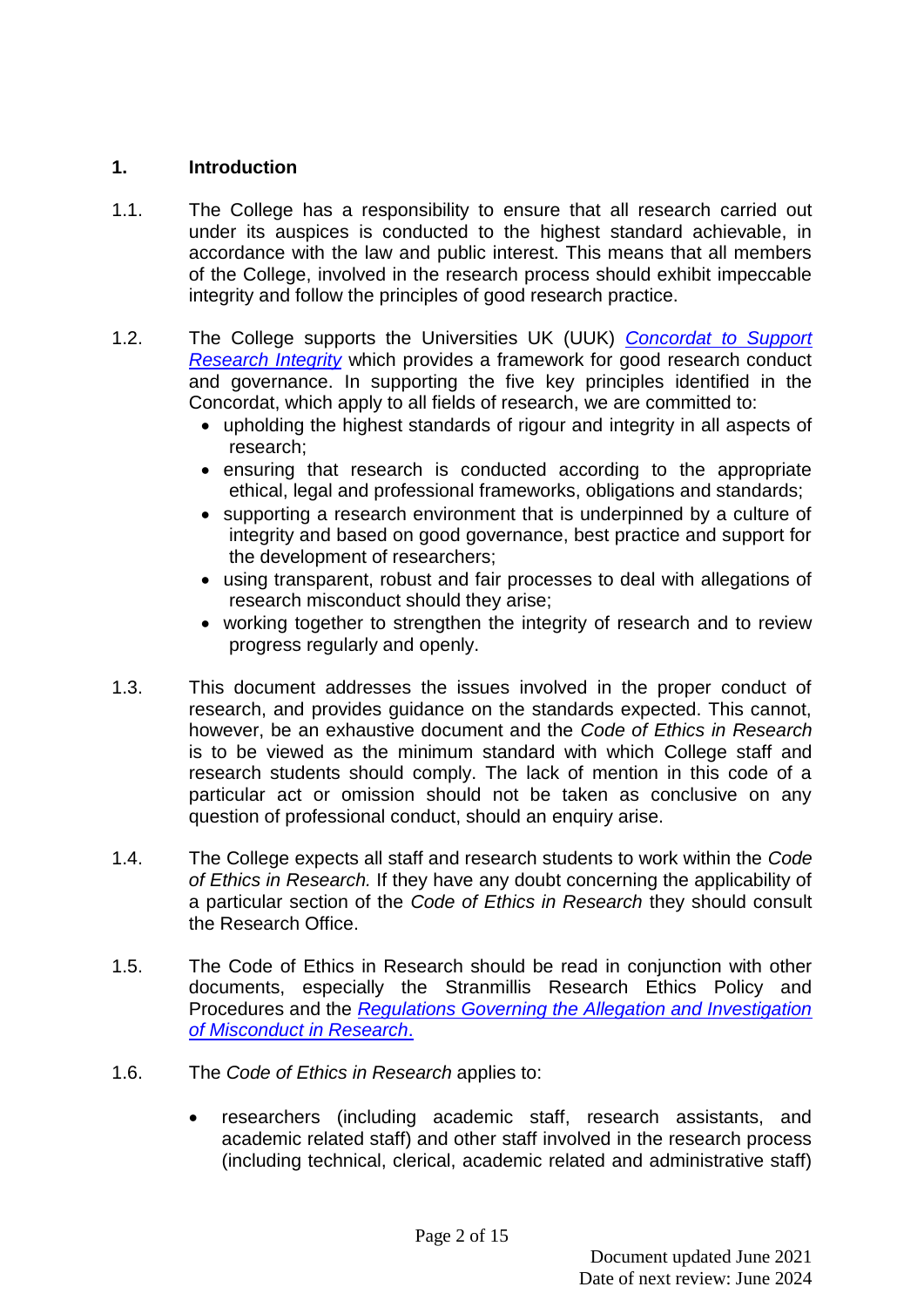## 1. Introduction

1.1. The College has a responsibility to ensure that all research carried out under its auspices is conducted to the highest standard achievable, in accordance with the law and public interest. This means that all members of the College, involved in the research process should exhibit impeccable integrity and follow the principles of good research practice.

1.2. The College supports the Universities UK (UUK) *Concordat to Support Research Integrity* which provides a framework for good research conduct and governance. In supporting the five key principles identified in the Concordat, which apply to all fields of research, we are committed to:

- upholding the highest standards of rigour and integrity in all aspects of research;
- ensuring that research is conducted according to the appropriate ethical, legal and professional frameworks, obligations and standards;
- supporting a research environment that is underpinned by a culture of integrity and based on good governance, best practice and support for the development of researchers;
- using transparent, robust and fair processes to deal with allegations of research misconduct should they arise;
- working together to strengthen the integrity of research and to review progress regularly and openly.

1.3. This document addresses the issues involved in the proper conduct of research, and provides guidance on the standards expected. This cannot, however, be an exhaustive document and the *Code of Ethics in Research* is to be viewed as the minimum standard with which College staff and research students should comply. The lack of mention in this code of a particular act or omission should not be taken as conclusive on any question of professional conduct, should an enquiry arise.

1.4. The College expects all staff and research students to work within the *Code of Ethics in Research.* If they have any doubt concerning the applicability of a particular section of the *Code of Ethics in Research* they should consult the Research Office.

1.5. The Code of Ethics in Research should be read in conjunction with other documents, especially the Stranmillis Research Ethics Policy and Procedures and the *Regulations Governing the Allegation and Investigation of Misconduct in Research.*

1.6. The *Code of Ethics in Research* applies to:

- researchers (including academic staff, research assistants, and academic related staff) and other staff involved in the research process (including technical, clerical, academic related and administrative staff)

Document updated June 2021
Date of next review: June 2024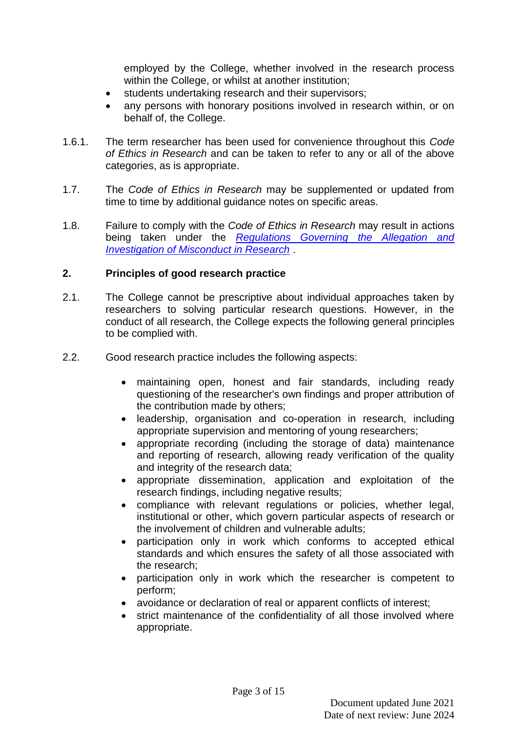employed by the College, whether involved in the research process within the College, or whilst at another institution;
- students undertaking research and their supervisors;
- any persons with honorary positions involved in research within, or on behalf of, the College.

1.6.1. The term researcher has been used for convenience throughout this *Code of Ethics in Research* and can be taken to refer to any or all of the above categories, as is appropriate.

1.7. The *Code of Ethics in Research* may be supplemented or updated from time to time by additional guidance notes on specific areas.

1.8. Failure to comply with the *Code of Ethics in Research* may result in actions being taken under the *Regulations Governing the Allegation and Investigation of Misconduct in Research* .

## 2. Principles of good research practice

2.1. The College cannot be prescriptive about individual approaches taken by researchers to solving particular research questions. However, in the conduct of all research, the College expects the following general principles to be complied with.

2.2. Good research practice includes the following aspects:

- maintaining open, honest and fair standards, including ready questioning of the researcher's own findings and proper attribution of the contribution made by others;
- leadership, organisation and co-operation in research, including appropriate supervision and mentoring of young researchers;
- appropriate recording (including the storage of data) maintenance and reporting of research, allowing ready verification of the quality and integrity of the research data;
- appropriate dissemination, application and exploitation of the research findings, including negative results;
- compliance with relevant regulations or policies, whether legal, institutional or other, which govern particular aspects of research or the involvement of children and vulnerable adults;
- participation only in work which conforms to accepted ethical standards and which ensures the safety of all those associated with the research;
- participation only in work which the researcher is competent to perform;
- avoidance or declaration of real or apparent conflicts of interest;
- strict maintenance of the confidentiality of all those involved where appropriate.

Document updated June 2021
Date of next review: June 2024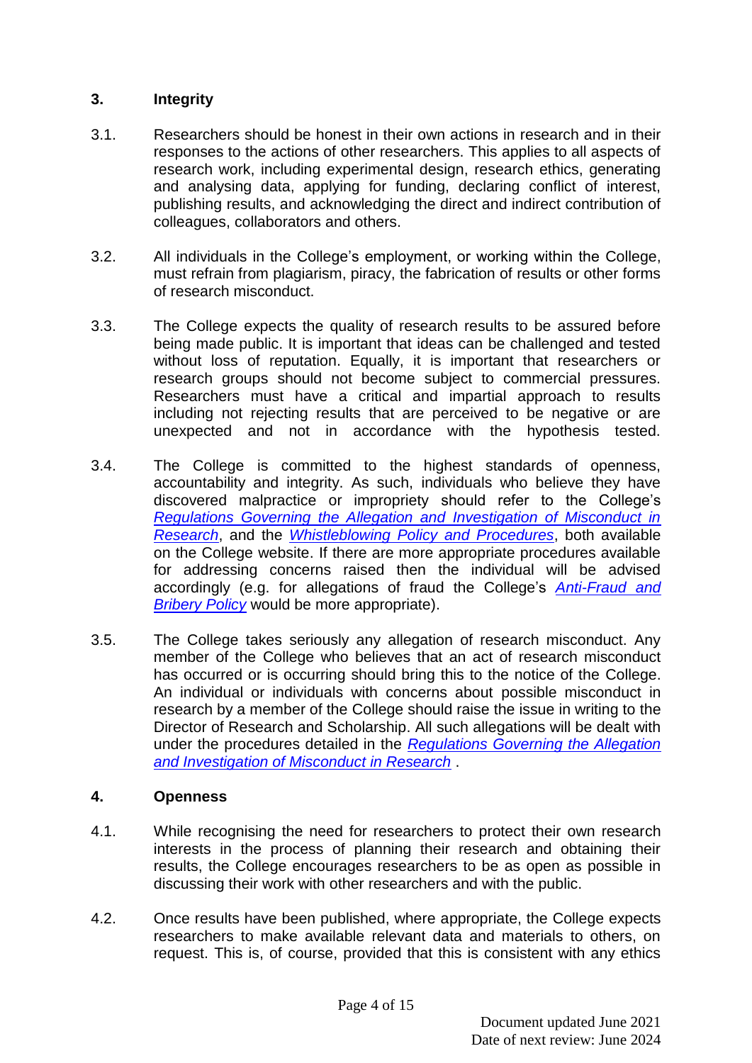## 3. Integrity

3.1. Researchers should be honest in their own actions in research and in their responses to the actions of other researchers. This applies to all aspects of research work, including experimental design, research ethics, generating and analysing data, applying for funding, declaring conflict of interest, publishing results, and acknowledging the direct and indirect contribution of colleagues, collaborators and others.

3.2. All individuals in the College's employment, or working within the College, must refrain from plagiarism, piracy, the fabrication of results or other forms of research misconduct.

3.3. The College expects the quality of research results to be assured before being made public. It is important that ideas can be challenged and tested without loss of reputation. Equally, it is important that researchers or research groups should not become subject to commercial pressures. Researchers must have a critical and impartial approach to results including not rejecting results that are perceived to be negative or are unexpected and not in accordance with the hypothesis tested.

3.4. The College is committed to the highest standards of openness, accountability and integrity. As such, individuals who believe they have discovered malpractice or impropriety should refer to the College's *Regulations Governing the Allegation and Investigation of Misconduct in Research*, and the *Whistleblowing Policy and Procedures*, both available on the College website. If there are more appropriate procedures available for addressing concerns raised then the individual will be advised accordingly (e.g. for allegations of fraud the College's *Anti-Fraud and Bribery Policy* would be more appropriate).

3.5. The College takes seriously any allegation of research misconduct. Any member of the College who believes that an act of research misconduct has occurred or is occurring should bring this to the notice of the College. An individual or individuals with concerns about possible misconduct in research by a member of the College should raise the issue in writing to the Director of Research and Scholarship. All such allegations will be dealt with under the procedures detailed in the *Regulations Governing the Allegation and Investigation of Misconduct in Research* .

## 4. Openness

4.1. While recognising the need for researchers to protect their own research interests in the process of planning their research and obtaining their results, the College encourages researchers to be as open as possible in discussing their work with other researchers and with the public.

4.2. Once results have been published, where appropriate, the College expects researchers to make available relevant data and materials to others, on request. This is, of course, provided that this is consistent with any ethics

Document updated June 2021
Date of next review: June 2024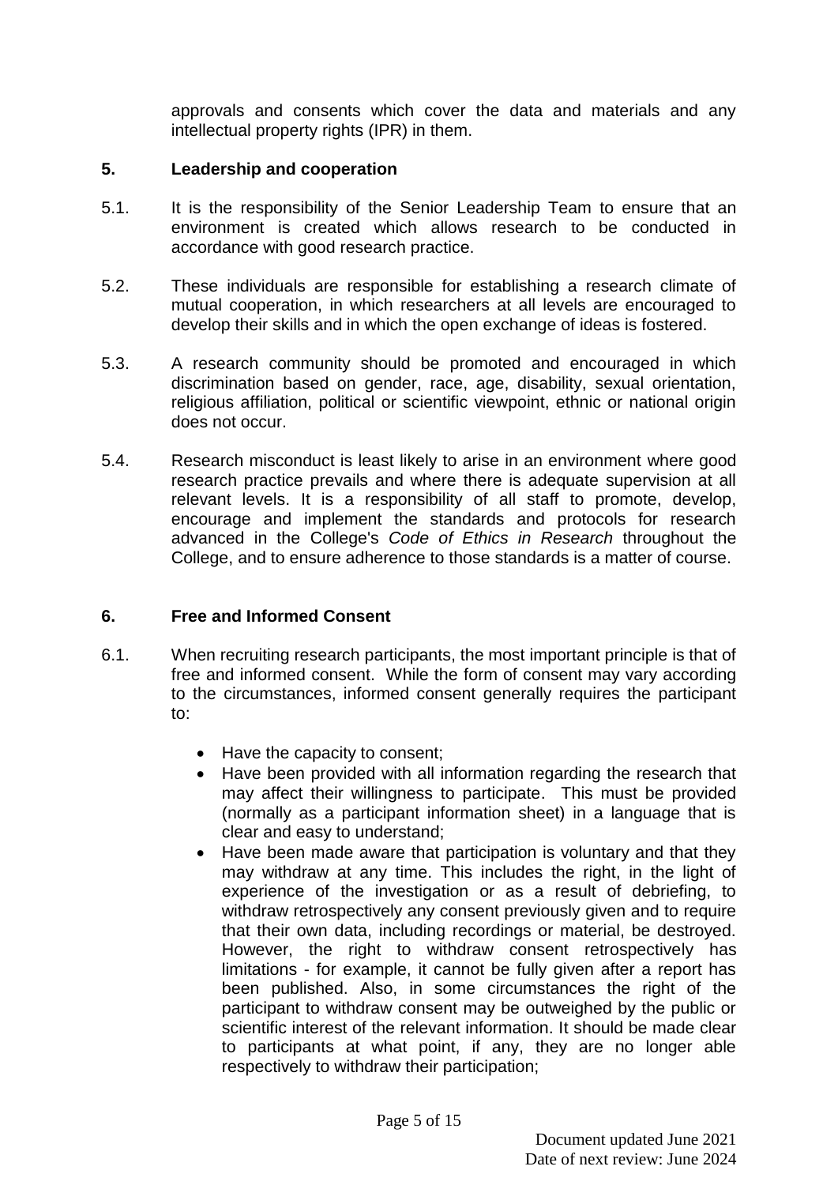approvals and consents which cover the data and materials and any intellectual property rights (IPR) in them.

## 5. Leadership and cooperation

5.1. It is the responsibility of the Senior Leadership Team to ensure that an environment is created which allows research to be conducted in accordance with good research practice.

5.2. These individuals are responsible for establishing a research climate of mutual cooperation, in which researchers at all levels are encouraged to develop their skills and in which the open exchange of ideas is fostered.

5.3. A research community should be promoted and encouraged in which discrimination based on gender, race, age, disability, sexual orientation, religious affiliation, political or scientific viewpoint, ethnic or national origin does not occur.

5.4. Research misconduct is least likely to arise in an environment where good research practice prevails and where there is adequate supervision at all relevant levels. It is a responsibility of all staff to promote, develop, encourage and implement the standards and protocols for research advanced in the College's *Code of Ethics in Research* throughout the College, and to ensure adherence to those standards is a matter of course.

## 6. Free and Informed Consent

6.1. When recruiting research participants, the most important principle is that of free and informed consent. While the form of consent may vary according to the circumstances, informed consent generally requires the participant to:

- Have the capacity to consent;
- Have been provided with all information regarding the research that may affect their willingness to participate. This must be provided (normally as a participant information sheet) in a language that is clear and easy to understand;
- Have been made aware that participation is voluntary and that they may withdraw at any time. This includes the right, in the light of experience of the investigation or as a result of debriefing, to withdraw retrospectively any consent previously given and to require that their own data, including recordings or material, be destroyed. However, the right to withdraw consent retrospectively has limitations - for example, it cannot be fully given after a report has been published. Also, in some circumstances the right of the participant to withdraw consent may be outweighed by the public or scientific interest of the relevant information. It should be made clear to participants at what point, if any, they are no longer able respectively to withdraw their participation;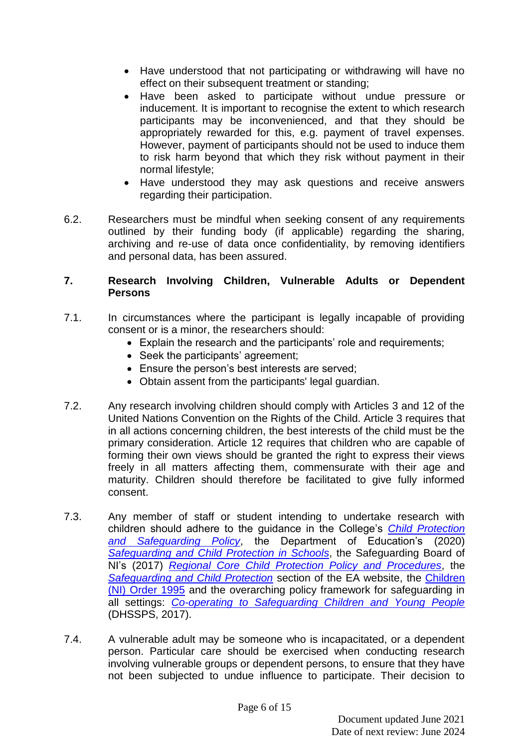- Have understood that not participating or withdrawing will have no effect on their subsequent treatment or standing;
- Have been asked to participate without undue pressure or inducement. It is important to recognise the extent to which research participants may be inconvenienced, and that they should be appropriately rewarded for this, e.g. payment of travel expenses. However, payment of participants should not be used to induce them to risk harm beyond that which they risk without payment in their normal lifestyle;
- Have understood they may ask questions and receive answers regarding their participation.

6.2. Researchers must be mindful when seeking consent of any requirements outlined by their funding body (if applicable) regarding the sharing, archiving and re-use of data once confidentiality, by removing identifiers and personal data, has been assured.

## 7. Research Involving Children, Vulnerable Adults or Dependent Persons

7.1. In circumstances where the participant is legally incapable of providing consent or is a minor, the researchers should:

- Explain the research and the participants' role and requirements;
- Seek the participants' agreement;
- Ensure the person's best interests are served;
- Obtain assent from the participants' legal guardian.

7.2. Any research involving children should comply with Articles 3 and 12 of the United Nations Convention on the Rights of the Child. Article 3 requires that in all actions concerning children, the best interests of the child must be the primary consideration. Article 12 requires that children who are capable of forming their own views should be granted the right to express their views freely in all matters affecting them, commensurate with their age and maturity. Children should therefore be facilitated to give fully informed consent.

7.3. Any member of staff or student intending to undertake research with children should adhere to the guidance in the College's *Child Protection and Safeguarding Policy*, the Department of Education's (2020) *Safeguarding and Child Protection in Schools*, the Safeguarding Board of NI's (2017) *Regional Core Child Protection Policy and Procedures*, the *Safeguarding and Child Protection* section of the EA website, the Children (NI) Order 1995 and the overarching policy framework for safeguarding in all settings: *Co-operating to Safeguarding Children and Young People* (DHSSPS, 2017).

7.4. A vulnerable adult may be someone who is incapacitated, or a dependent person. Particular care should be exercised when conducting research involving vulnerable groups or dependent persons, to ensure that they have not been subjected to undue influence to participate. Their decision to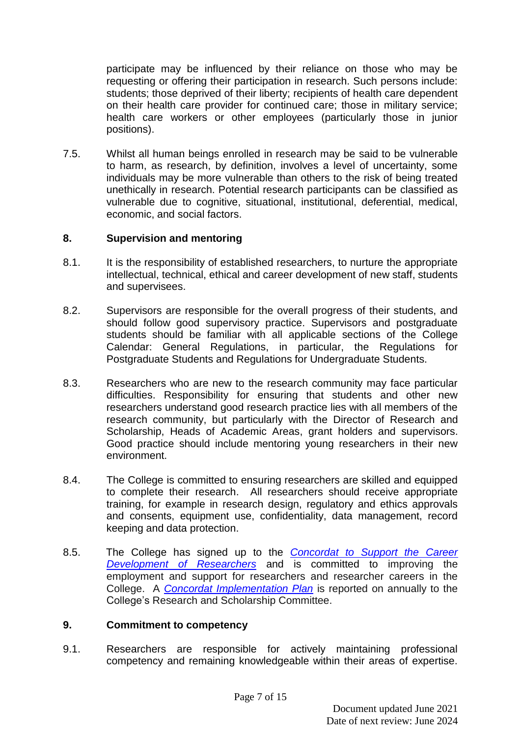participate may be influenced by their reliance on those who may be requesting or offering their participation in research. Such persons include: students; those deprived of their liberty; recipients of health care dependent on their health care provider for continued care; those in military service; health care workers or other employees (particularly those in junior positions).

7.5. Whilst all human beings enrolled in research may be said to be vulnerable to harm, as research, by definition, involves a level of uncertainty, some individuals may be more vulnerable than others to the risk of being treated unethically in research. Potential research participants can be classified as vulnerable due to cognitive, situational, institutional, deferential, medical, economic, and social factors.

## 8. Supervision and mentoring

8.1. It is the responsibility of established researchers, to nurture the appropriate intellectual, technical, ethical and career development of new staff, students and supervisees.

8.2. Supervisors are responsible for the overall progress of their students, and should follow good supervisory practice. Supervisors and postgraduate students should be familiar with all applicable sections of the College Calendar: General Regulations, in particular, the Regulations for Postgraduate Students and Regulations for Undergraduate Students.

8.3. Researchers who are new to the research community may face particular difficulties. Responsibility for ensuring that students and other new researchers understand good research practice lies with all members of the research community, but particularly with the Director of Research and Scholarship, Heads of Academic Areas, grant holders and supervisors. Good practice should include mentoring young researchers in their new environment.

8.4. The College is committed to ensuring researchers are skilled and equipped to complete their research. All researchers should receive appropriate training, for example in research design, regulatory and ethics approvals and consents, equipment use, confidentiality, data management, record keeping and data protection.

8.5. The College has signed up to the *Concordat to Support the Career Development of Researchers* and is committed to improving the employment and support for researchers and researcher careers in the College. A *Concordat Implementation Plan* is reported on annually to the College's Research and Scholarship Committee.

## 9. Commitment to competency

9.1. Researchers are responsible for actively maintaining professional competency and remaining knowledgeable within their areas of expertise.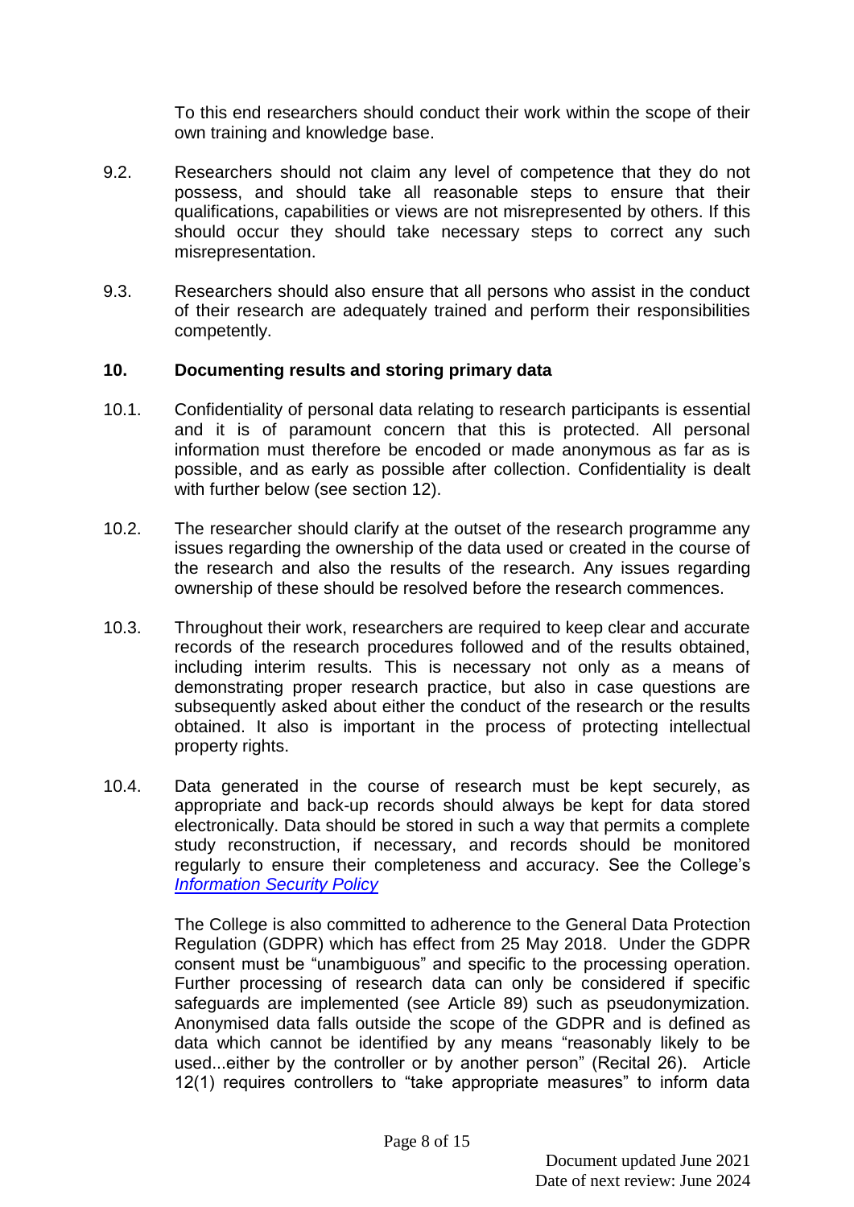To this end researchers should conduct their work within the scope of their own training and knowledge base.

9.2. Researchers should not claim any level of competence that they do not possess, and should take all reasonable steps to ensure that their qualifications, capabilities or views are not misrepresented by others. If this should occur they should take necessary steps to correct any such misrepresentation.

9.3. Researchers should also ensure that all persons who assist in the conduct of their research are adequately trained and perform their responsibilities competently.

## 10. Documenting results and storing primary data

10.1. Confidentiality of personal data relating to research participants is essential and it is of paramount concern that this is protected. All personal information must therefore be encoded or made anonymous as far as is possible, and as early as possible after collection. Confidentiality is dealt with further below (see section 12).

10.2. The researcher should clarify at the outset of the research programme any issues regarding the ownership of the data used or created in the course of the research and also the results of the research. Any issues regarding ownership of these should be resolved before the research commences.

10.3. Throughout their work, researchers are required to keep clear and accurate records of the research procedures followed and of the results obtained, including interim results. This is necessary not only as a means of demonstrating proper research practice, but also in case questions are subsequently asked about either the conduct of the research or the results obtained. It also is important in the process of protecting intellectual property rights.

10.4. Data generated in the course of research must be kept securely, as appropriate and back-up records should always be kept for data stored electronically. Data should be stored in such a way that permits a complete study reconstruction, if necessary, and records should be monitored regularly to ensure their completeness and accuracy. See the College's *Information Security Policy*

The College is also committed to adherence to the General Data Protection Regulation (GDPR) which has effect from 25 May 2018. Under the GDPR consent must be "unambiguous" and specific to the processing operation. Further processing of research data can only be considered if specific safeguards are implemented (see Article 89) such as pseudonymization. Anonymised data falls outside the scope of the GDPR and is defined as data which cannot be identified by any means "reasonably likely to be used...either by the controller or by another person" (Recital 26). Article 12(1) requires controllers to "take appropriate measures" to inform data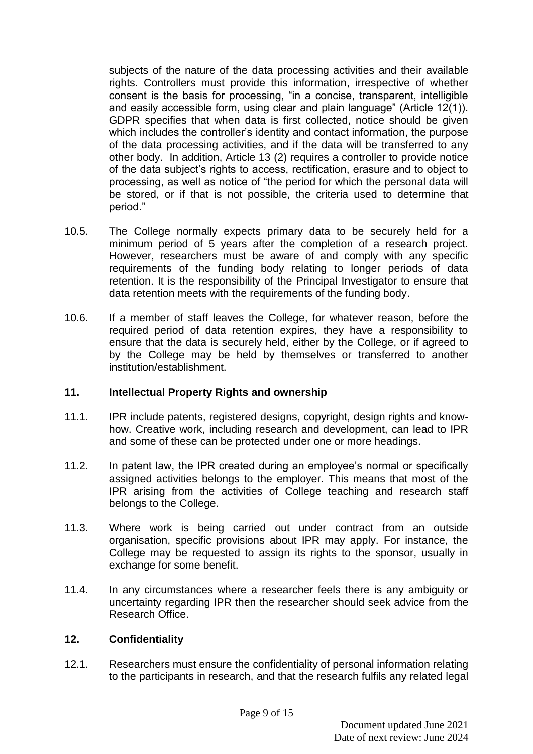subjects of the nature of the data processing activities and their available rights. Controllers must provide this information, irrespective of whether consent is the basis for processing, "in a concise, transparent, intelligible and easily accessible form, using clear and plain language" (Article 12(1)). GDPR specifies that when data is first collected, notice should be given which includes the controller's identity and contact information, the purpose of the data processing activities, and if the data will be transferred to any other body. In addition, Article 13 (2) requires a controller to provide notice of the data subject's rights to access, rectification, erasure and to object to processing, as well as notice of "the period for which the personal data will be stored, or if that is not possible, the criteria used to determine that period."

10.5. The College normally expects primary data to be securely held for a minimum period of 5 years after the completion of a research project. However, researchers must be aware of and comply with any specific requirements of the funding body relating to longer periods of data retention. It is the responsibility of the Principal Investigator to ensure that data retention meets with the requirements of the funding body.

10.6. If a member of staff leaves the College, for whatever reason, before the required period of data retention expires, they have a responsibility to ensure that the data is securely held, either by the College, or if agreed to by the College may be held by themselves or transferred to another institution/establishment.

## 11. Intellectual Property Rights and ownership

11.1. IPR include patents, registered designs, copyright, design rights and know-how. Creative work, including research and development, can lead to IPR and some of these can be protected under one or more headings.

11.2. In patent law, the IPR created during an employee's normal or specifically assigned activities belongs to the employer. This means that most of the IPR arising from the activities of College teaching and research staff belongs to the College.

11.3. Where work is being carried out under contract from an outside organisation, specific provisions about IPR may apply. For instance, the College may be requested to assign its rights to the sponsor, usually in exchange for some benefit.

11.4. In any circumstances where a researcher feels there is any ambiguity or uncertainty regarding IPR then the researcher should seek advice from the Research Office.

## 12. Confidentiality

12.1. Researchers must ensure the confidentiality of personal information relating to the participants in research, and that the research fulfils any related legal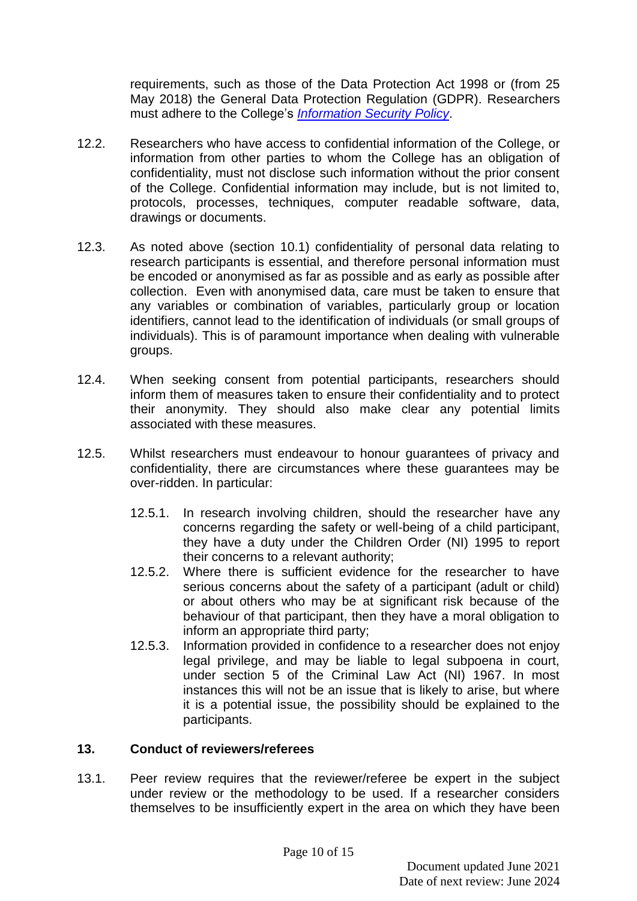requirements, such as those of the Data Protection Act 1998 or (from 25 May 2018) the General Data Protection Regulation (GDPR). Researchers must adhere to the College's [*Information Security Policy*](#).

12.2. Researchers who have access to confidential information of the College, or information from other parties to whom the College has an obligation of confidentiality, must not disclose such information without the prior consent of the College. Confidential information may include, but is not limited to, protocols, processes, techniques, computer readable software, data, drawings or documents.

12.3. As noted above (section 10.1) confidentiality of personal data relating to research participants is essential, and therefore personal information must be encoded or anonymised as far as possible and as early as possible after collection. Even with anonymised data, care must be taken to ensure that any variables or combination of variables, particularly group or location identifiers, cannot lead to the identification of individuals (or small groups of individuals). This is of paramount importance when dealing with vulnerable groups.

12.4. When seeking consent from potential participants, researchers should inform them of measures taken to ensure their confidentiality and to protect their anonymity. They should also make clear any potential limits associated with these measures.

12.5. Whilst researchers must endeavour to honour guarantees of privacy and confidentiality, there are circumstances where these guarantees may be over-ridden. In particular:

- 12.5.1. In research involving children, should the researcher have any concerns regarding the safety or well-being of a child participant, they have a duty under the Children Order (NI) 1995 to report their concerns to a relevant authority;
- 12.5.2. Where there is sufficient evidence for the researcher to have serious concerns about the safety of a participant (adult or child) or about others who may be at significant risk because of the behaviour of that participant, then they have a moral obligation to inform an appropriate third party;
- 12.5.3. Information provided in confidence to a researcher does not enjoy legal privilege, and may be liable to legal subpoena in court, under section 5 of the Criminal Law Act (NI) 1967. In most instances this will not be an issue that is likely to arise, but where it is a potential issue, the possibility should be explained to the participants.

## 13. Conduct of reviewers/referees

13.1. Peer review requires that the reviewer/referee be expert in the subject under review or the methodology to be used. If a researcher considers themselves to be insufficiently expert in the area on which they have been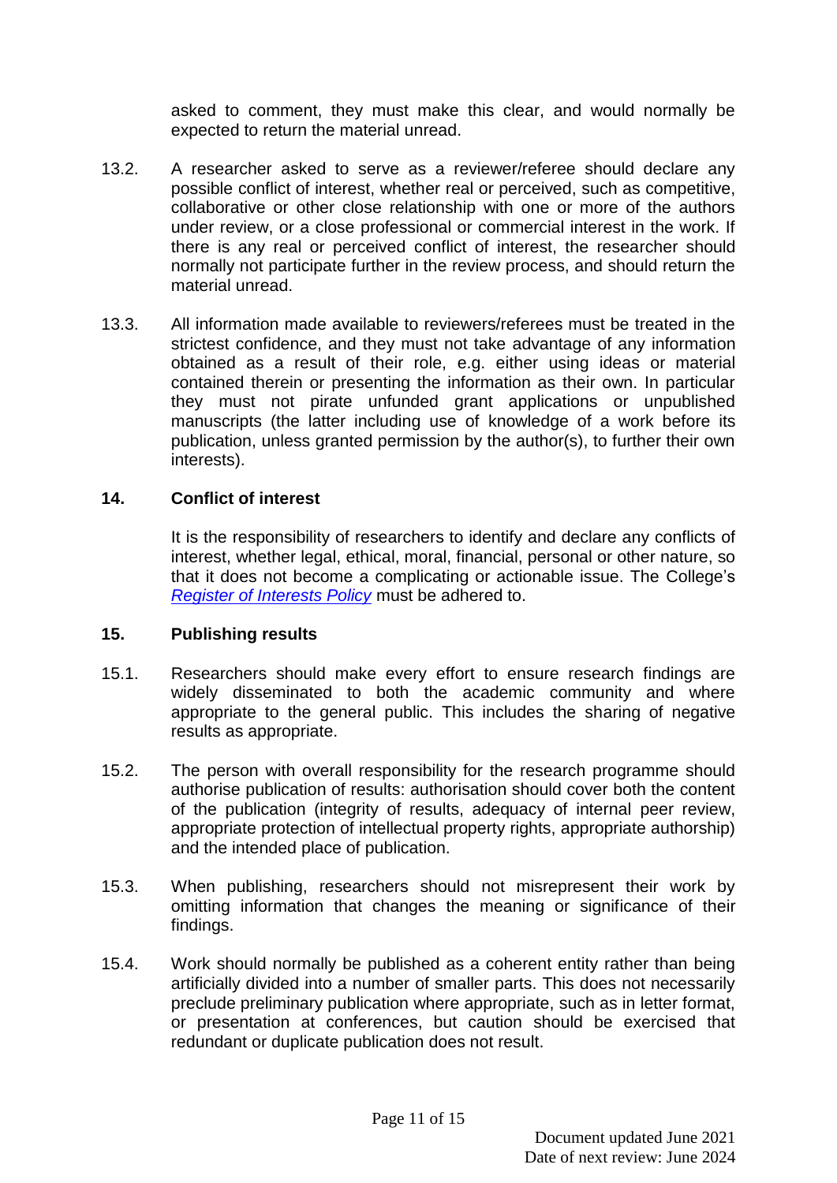asked to comment, they must make this clear, and would normally be expected to return the material unread.

13.2. A researcher asked to serve as a reviewer/referee should declare any possible conflict of interest, whether real or perceived, such as competitive, collaborative or other close relationship with one or more of the authors under review, or a close professional or commercial interest in the work. If there is any real or perceived conflict of interest, the researcher should normally not participate further in the review process, and should return the material unread.

13.3. All information made available to reviewers/referees must be treated in the strictest confidence, and they must not take advantage of any information obtained as a result of their role, e.g. either using ideas or material contained therein or presenting the information as their own. In particular they must not pirate unfunded grant applications or unpublished manuscripts (the latter including use of knowledge of a work before its publication, unless granted permission by the author(s), to further their own interests).

## 14. Conflict of interest

It is the responsibility of researchers to identify and declare any conflicts of interest, whether legal, ethical, moral, financial, personal or other nature, so that it does not become a complicating or actionable issue. The College's *Register of Interests Policy* must be adhered to.

## 15. Publishing results

15.1. Researchers should make every effort to ensure research findings are widely disseminated to both the academic community and where appropriate to the general public. This includes the sharing of negative results as appropriate.

15.2. The person with overall responsibility for the research programme should authorise publication of results: authorisation should cover both the content of the publication (integrity of results, adequacy of internal peer review, appropriate protection of intellectual property rights, appropriate authorship) and the intended place of publication.

15.3. When publishing, researchers should not misrepresent their work by omitting information that changes the meaning or significance of their findings.

15.4. Work should normally be published as a coherent entity rather than being artificially divided into a number of smaller parts. This does not necessarily preclude preliminary publication where appropriate, such as in letter format, or presentation at conferences, but caution should be exercised that redundant or duplicate publication does not result.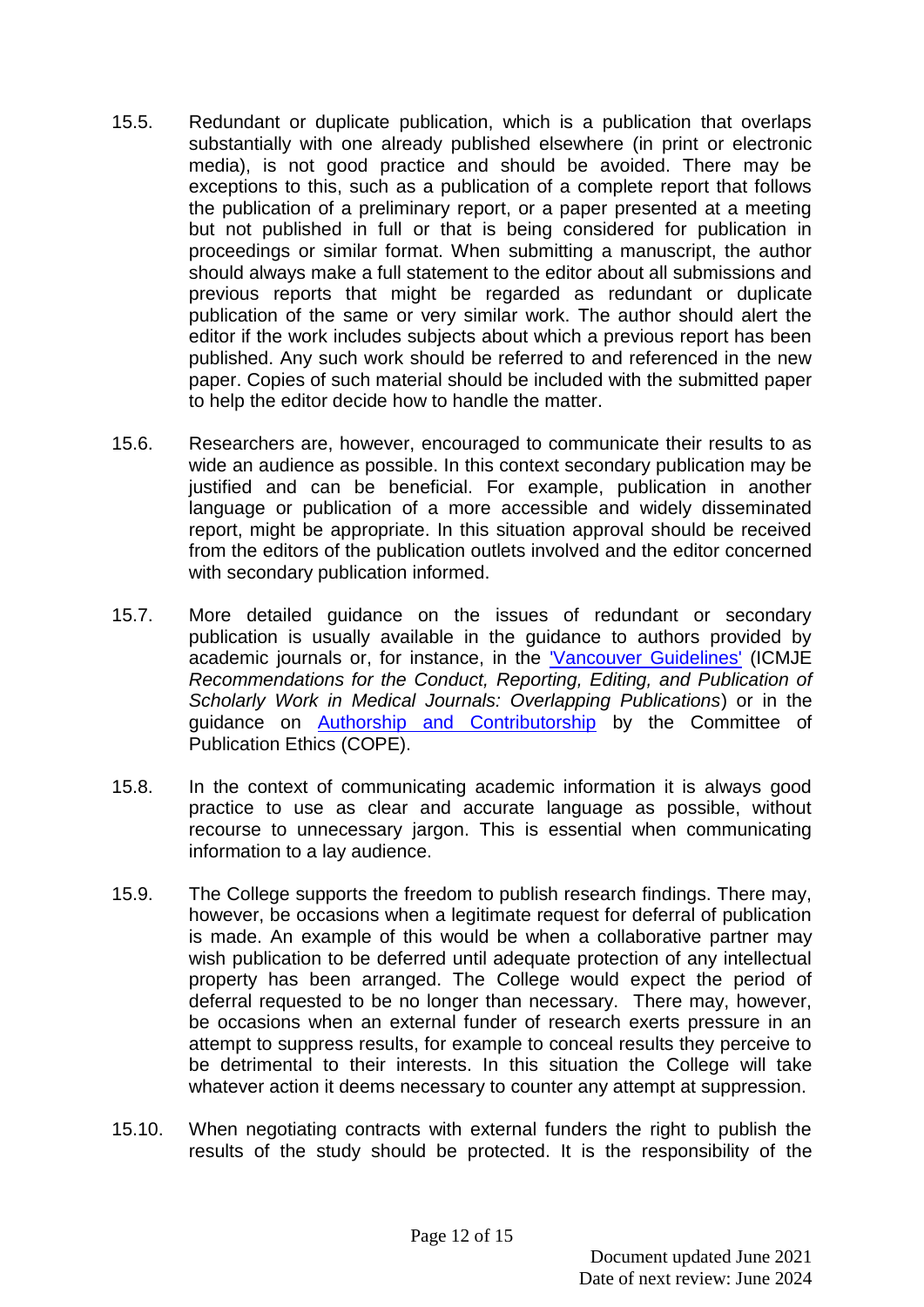15.5. Redundant or duplicate publication, which is a publication that overlaps substantially with one already published elsewhere (in print or electronic media), is not good practice and should be avoided. There may be exceptions to this, such as a publication of a complete report that follows the publication of a preliminary report, or a paper presented at a meeting but not published in full or that is being considered for publication in proceedings or similar format. When submitting a manuscript, the author should always make a full statement to the editor about all submissions and previous reports that might be regarded as redundant or duplicate publication of the same or very similar work. The author should alert the editor if the work includes subjects about which a previous report has been published. Any such work should be referred to and referenced in the new paper. Copies of such material should be included with the submitted paper to help the editor decide how to handle the matter.

15.6. Researchers are, however, encouraged to communicate their results to as wide an audience as possible. In this context secondary publication may be justified and can be beneficial. For example, publication in another language or publication of a more accessible and widely disseminated report, might be appropriate. In this situation approval should be received from the editors of the publication outlets involved and the editor concerned with secondary publication informed.

15.7. More detailed guidance on the issues of redundant or secondary publication is usually available in the guidance to authors provided by academic journals or, for instance, in the 'Vancouver Guidelines' (ICMJE *Recommendations for the Conduct, Reporting, Editing, and Publication of Scholarly Work in Medical Journals: Overlapping Publications*) or in the guidance on Authorship and Contributorship by the Committee of Publication Ethics (COPE).

15.8. In the context of communicating academic information it is always good practice to use as clear and accurate language as possible, without recourse to unnecessary jargon. This is essential when communicating information to a lay audience.

15.9. The College supports the freedom to publish research findings. There may, however, be occasions when a legitimate request for deferral of publication is made. An example of this would be when a collaborative partner may wish publication to be deferred until adequate protection of any intellectual property has been arranged. The College would expect the period of deferral requested to be no longer than necessary. There may, however, be occasions when an external funder of research exerts pressure in an attempt to suppress results, for example to conceal results they perceive to be detrimental to their interests. In this situation the College will take whatever action it deems necessary to counter any attempt at suppression.

15.10. When negotiating contracts with external funders the right to publish the results of the study should be protected. It is the responsibility of the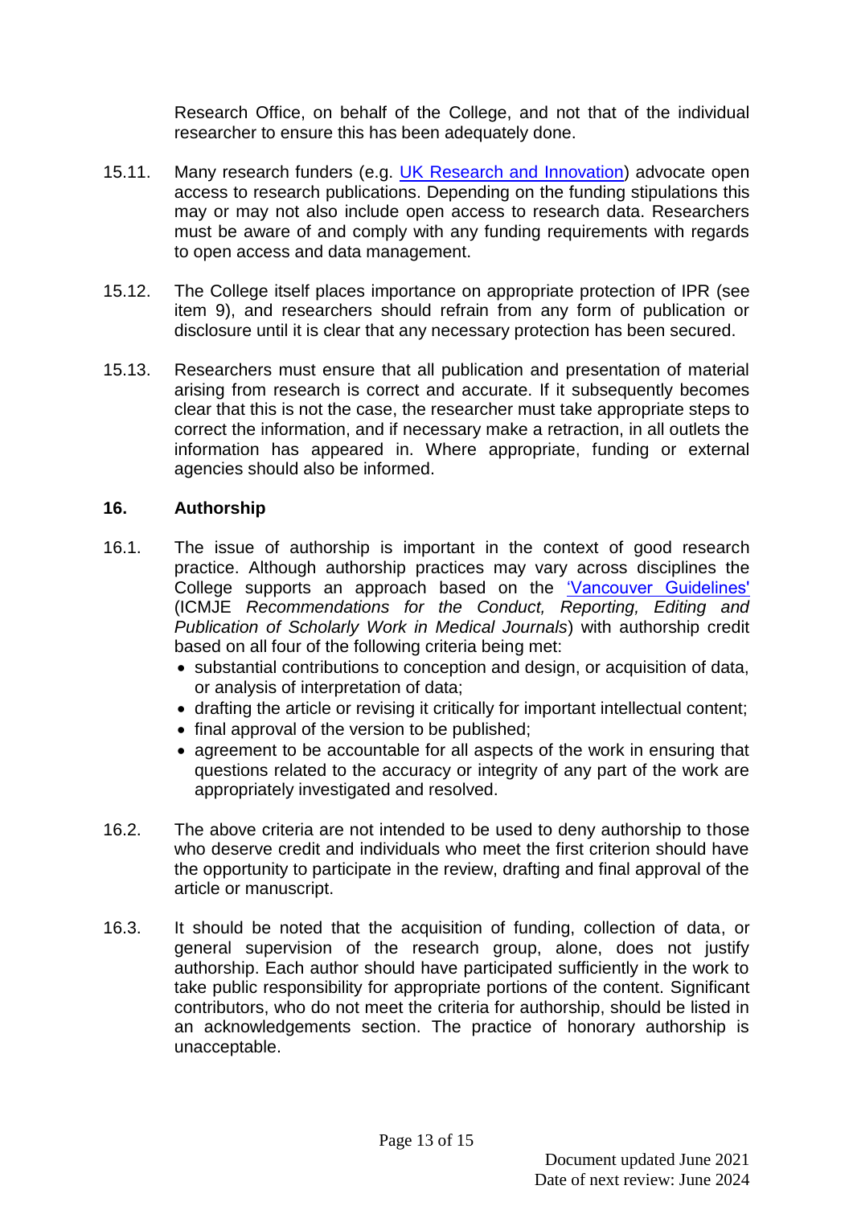Research Office, on behalf of the College, and not that of the individual researcher to ensure this has been adequately done.

15.11. Many research funders (e.g. [UK Research and Innovation]) advocate open access to research publications. Depending on the funding stipulations this may or may not also include open access to research data. Researchers must be aware of and comply with any funding requirements with regards to open access and data management.

15.12. The College itself places importance on appropriate protection of IPR (see item 9), and researchers should refrain from any form of publication or disclosure until it is clear that any necessary protection has been secured.

15.13. Researchers must ensure that all publication and presentation of material arising from research is correct and accurate. If it subsequently becomes clear that this is not the case, the researcher must take appropriate steps to correct the information, and if necessary make a retraction, in all outlets the information has appeared in. Where appropriate, funding or external agencies should also be informed.

## 16. Authorship

16.1. The issue of authorship is important in the context of good research practice. Although authorship practices may vary across disciplines the College supports an approach based on the 'Vancouver Guidelines' (ICMJE *Recommendations for the Conduct, Reporting, Editing and Publication of Scholarly Work in Medical Journals*) with authorship credit based on all four of the following criteria being met:

- substantial contributions to conception and design, or acquisition of data, or analysis of interpretation of data;
- drafting the article or revising it critically for important intellectual content;
- final approval of the version to be published;
- agreement to be accountable for all aspects of the work in ensuring that questions related to the accuracy or integrity of any part of the work are appropriately investigated and resolved.

16.2. The above criteria are not intended to be used to deny authorship to those who deserve credit and individuals who meet the first criterion should have the opportunity to participate in the review, drafting and final approval of the article or manuscript.

16.3. It should be noted that the acquisition of funding, collection of data, or general supervision of the research group, alone, does not justify authorship. Each author should have participated sufficiently in the work to take public responsibility for appropriate portions of the content. Significant contributors, who do not meet the criteria for authorship, should be listed in an acknowledgements section. The practice of honorary authorship is unacceptable.

Document updated June 2021
Date of next review: June 2024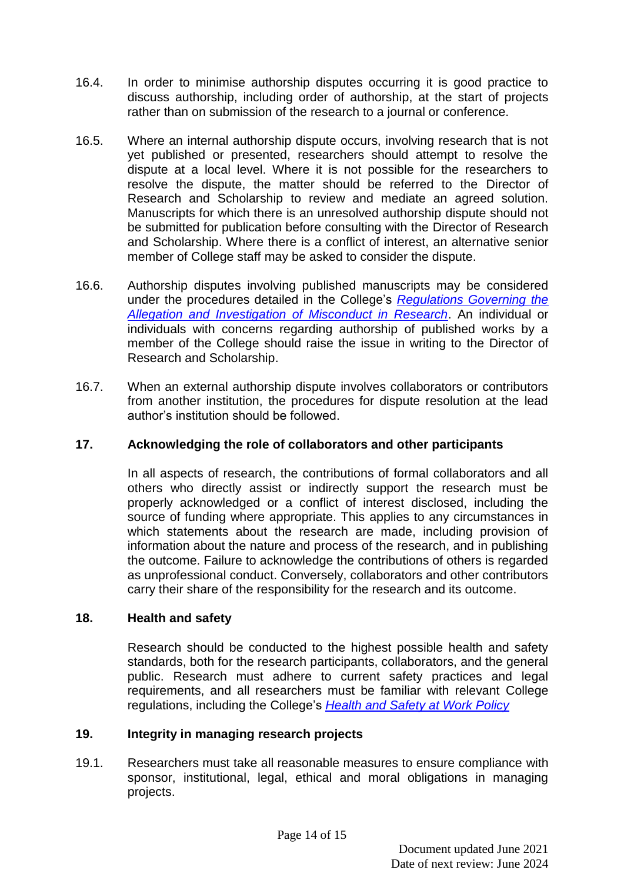16.4. In order to minimise authorship disputes occurring it is good practice to discuss authorship, including order of authorship, at the start of projects rather than on submission of the research to a journal or conference.

16.5. Where an internal authorship dispute occurs, involving research that is not yet published or presented, researchers should attempt to resolve the dispute at a local level. Where it is not possible for the researchers to resolve the dispute, the matter should be referred to the Director of Research and Scholarship to review and mediate an agreed solution. Manuscripts for which there is an unresolved authorship dispute should not be submitted for publication before consulting with the Director of Research and Scholarship. Where there is a conflict of interest, an alternative senior member of College staff may be asked to consider the dispute.

16.6. Authorship disputes involving published manuscripts may be considered under the procedures detailed in the College's *Regulations Governing the Allegation and Investigation of Misconduct in Research*. An individual or individuals with concerns regarding authorship of published works by a member of the College should raise the issue in writing to the Director of Research and Scholarship.

16.7. When an external authorship dispute involves collaborators or contributors from another institution, the procedures for dispute resolution at the lead author's institution should be followed.

## 17. Acknowledging the role of collaborators and other participants

In all aspects of research, the contributions of formal collaborators and all others who directly assist or indirectly support the research must be properly acknowledged or a conflict of interest disclosed, including the source of funding where appropriate. This applies to any circumstances in which statements about the research are made, including provision of information about the nature and process of the research, and in publishing the outcome. Failure to acknowledge the contributions of others is regarded as unprofessional conduct. Conversely, collaborators and other contributors carry their share of the responsibility for the research and its outcome.

## 18. Health and safety

Research should be conducted to the highest possible health and safety standards, both for the research participants, collaborators, and the general public. Research must adhere to current safety practices and legal requirements, and all researchers must be familiar with relevant College regulations, including the College's *Health and Safety at Work Policy*

## 19. Integrity in managing research projects

19.1. Researchers must take all reasonable measures to ensure compliance with sponsor, institutional, legal, ethical and moral obligations in managing projects.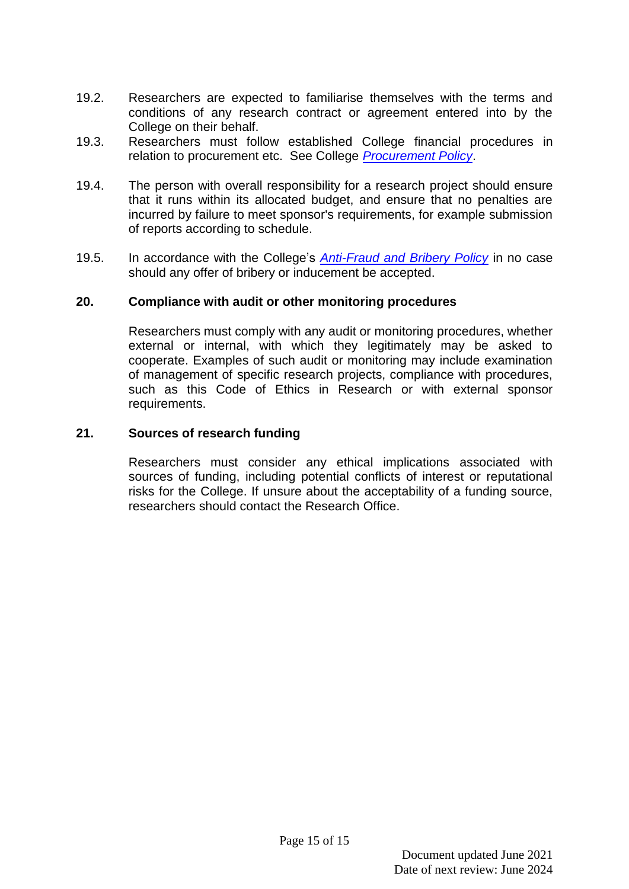19.2. Researchers are expected to familiarise themselves with the terms and conditions of any research contract or agreement entered into by the College on their behalf.

19.3. Researchers must follow established College financial procedures in relation to procurement etc. See College *Procurement Policy*.

19.4. The person with overall responsibility for a research project should ensure that it runs within its allocated budget, and ensure that no penalties are incurred by failure to meet sponsor's requirements, for example submission of reports according to schedule.

19.5. In accordance with the College's *Anti-Fraud and Bribery Policy* in no case should any offer of bribery or inducement be accepted.

## 20. Compliance with audit or other monitoring procedures

Researchers must comply with any audit or monitoring procedures, whether external or internal, with which they legitimately may be asked to cooperate. Examples of such audit or monitoring may include examination of management of specific research projects, compliance with procedures, such as this Code of Ethics in Research or with external sponsor requirements.

## 21. Sources of research funding

Researchers must consider any ethical implications associated with sources of funding, including potential conflicts of interest or reputational risks for the College. If unsure about the acceptability of a funding source, researchers should contact the Research Office.

Document updated June 2021
Date of next review: June 2024